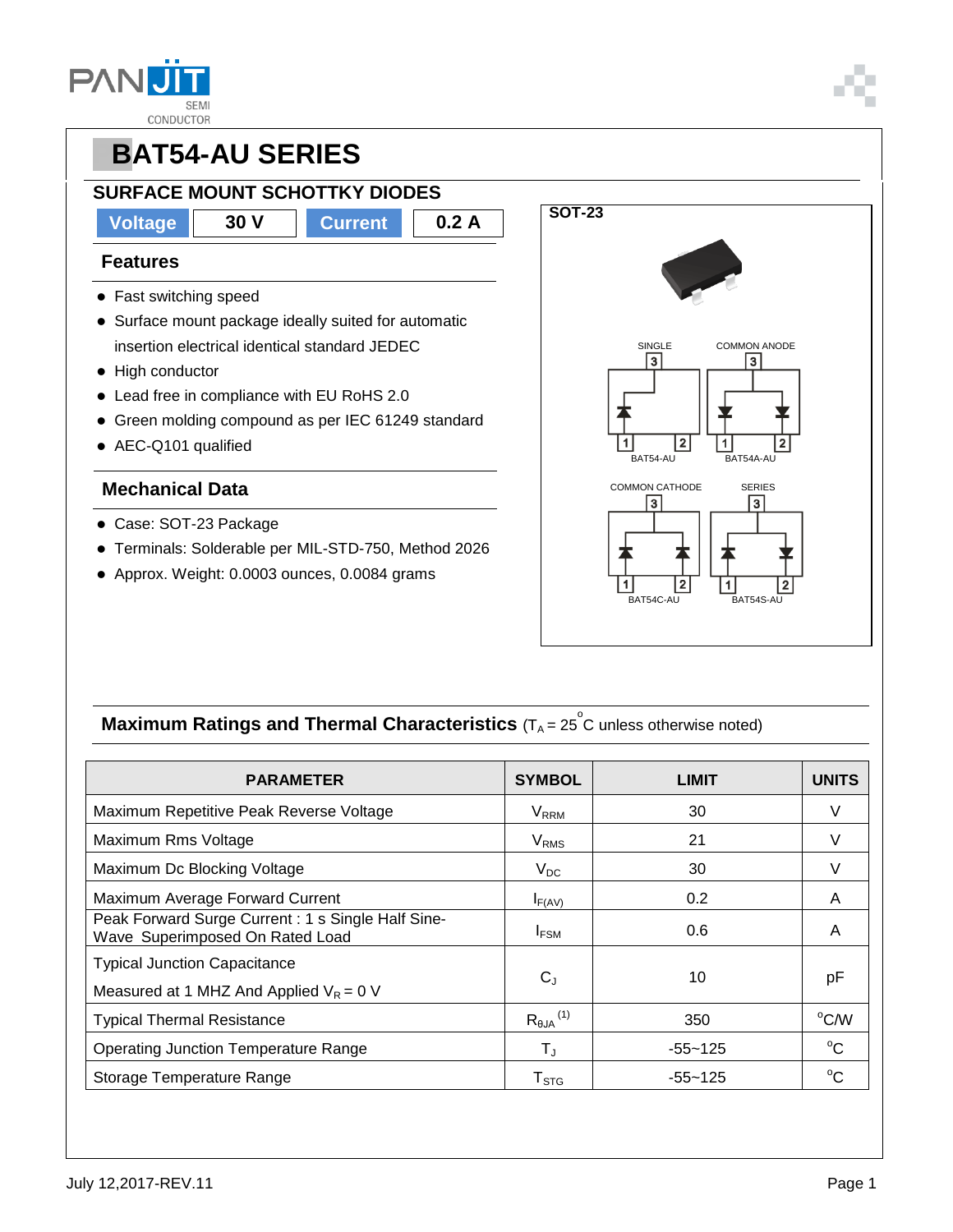# BAT54-AU SERIES

## SURFACE MOUNT SCHOTTKY DIODES

| Voltage | 30 V | Current | 0.2 A |
|---|---|---|---|

### Features

- Fast switching speed
- Surface mount package ideally suited for automatic insertion electrical identical standard JEDEC
- High conductor
- Lead free in compliance with EU RoHS 2.0
- Green molding compound as per IEC 61249 standard
- AEC-Q101 qualified

### Mechanical Data

- Case: SOT-23 Package
- Terminals: Solderable per MIL-STD-750, Method 2026
- Approx. Weight: 0.0003 ounces, 0.0084 grams

**SOT-23**

SINGLE — BAT54-AU
COMMON ANODE — BAT54A-AU
COMMON CATHODE — BAT54C-AU
SERIES — BAT54S-AU

### Maximum Ratings and Thermal Characteristics ($T_A$ = 25 °C unless otherwise noted)

| PARAMETER | SYMBOL | LIMIT | UNITS |
|---|---|---|---|
| Maximum Repetitive Peak Reverse Voltage | $V_{RRM}$ | 30 | V |
| Maximum Rms Voltage | $V_{RMS}$ | 21 | V |
| Maximum Dc Blocking Voltage | $V_{DC}$ | 30 | V |
| Maximum Average Forward Current | $I_{F(AV)}$ | 0.2 | A |
| Peak Forward Surge Current : 1 s Single Half Sine-Wave Superimposed On Rated Load | $I_{FSM}$ | 0.6 | A |
| Typical Junction Capacitance Measured at 1 MHZ And Applied $V_R$ = 0 V | $C_J$ | 10 | pF |
| Typical Thermal Resistance | $R_{\theta JA}$ (1) | 350 | °C/W |
| Operating Junction Temperature Range | $T_J$ | -55~125 | °C |
| Storage Temperature Range | $T_{STG}$ | -55~125 | °C |

July 12,2017-REV.11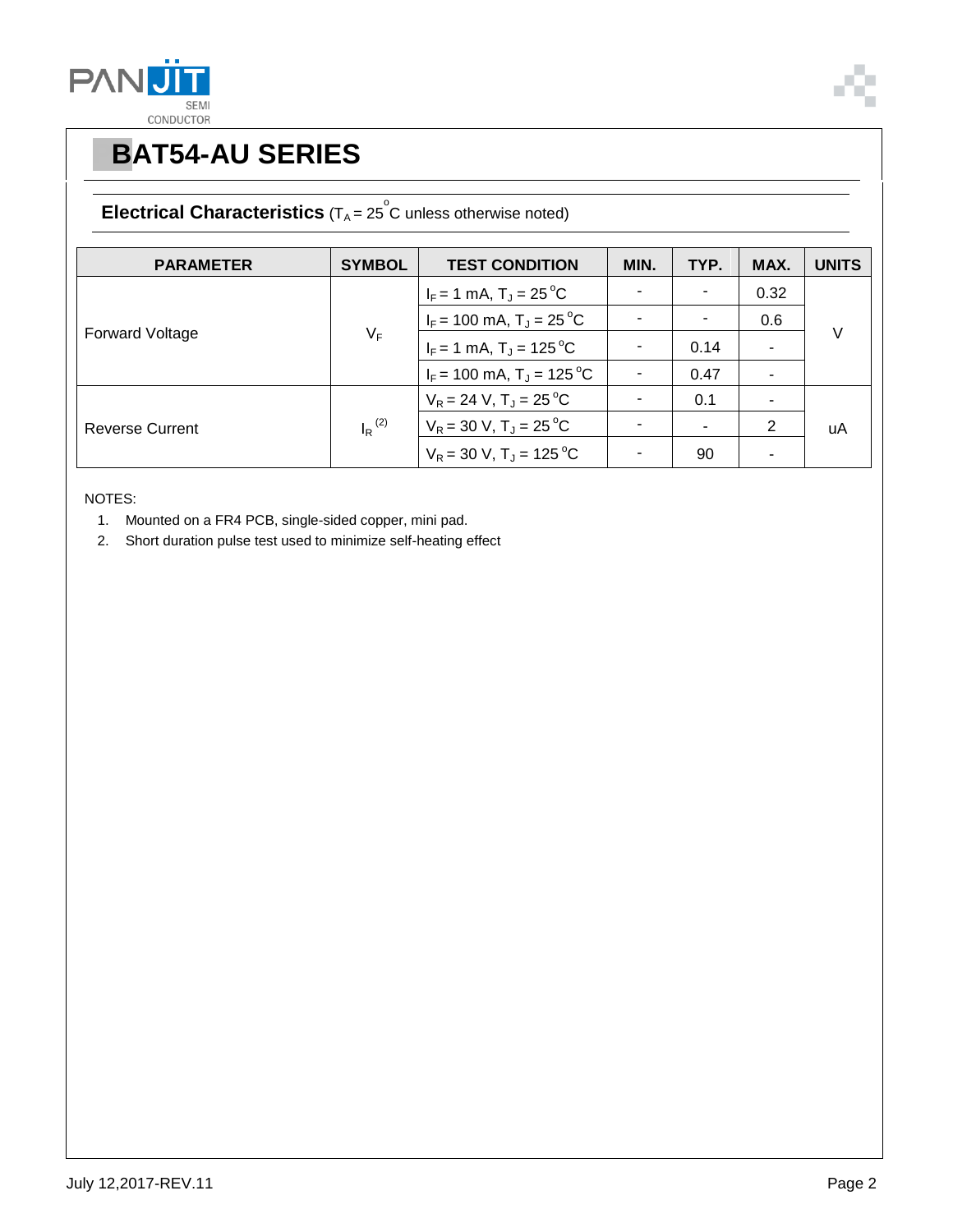# BAT54-AU SERIES

## Electrical Characteristics ($T_A$ = 25 °C unless otherwise noted)

| PARAMETER | SYMBOL | TEST CONDITION | MIN. | TYP. | MAX. | UNITS |
|---|---|---|---|---|---|---|
| Forward Voltage | $V_F$ | $I_F$ = 1 mA, $T_J$ = 25 °C | - | - | 0.32 | V |
| | | $I_F$ = 100 mA, $T_J$ = 25 °C | - | - | 0.6 | |
| | | $I_F$ = 1 mA, $T_J$ = 125 °C | - | 0.14 | - | |
| | | $I_F$ = 100 mA, $T_J$ = 125 °C | - | 0.47 | - | |
| Reverse Current | $I_R$ (2) | $V_R$ = 24 V, $T_J$ = 25 °C | - | 0.1 | - | uA |
| | | $V_R$ = 30 V, $T_J$ = 25 °C | - | - | 2 | |
| | | $V_R$ = 30 V, $T_J$ = 125 °C | - | 90 | - | |

NOTES:

1. Mounted on a FR4 PCB, single-sided copper, mini pad.
2. Short duration pulse test used to minimize self-heating effect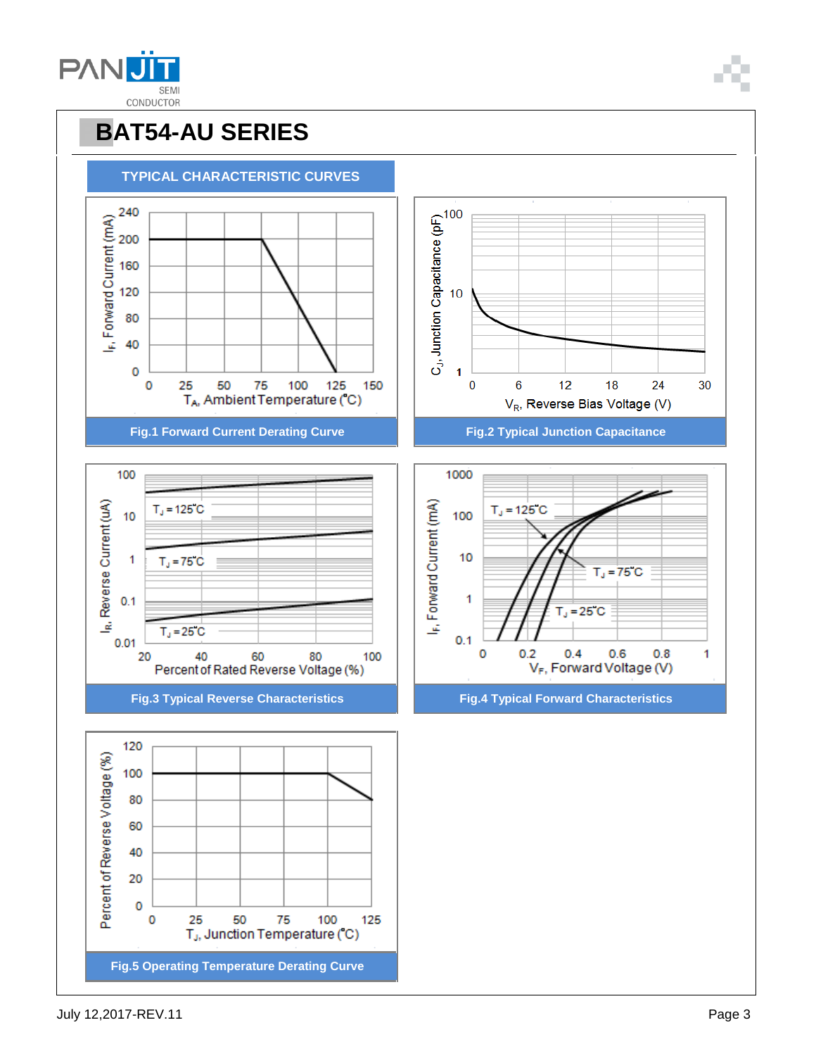# BAT54-AU SERIES

## TYPICAL CHARACTERISTIC CURVES

Fig.1 Forward Current Derating Curve

Fig.2 Typical Junction Capacitance

Fig.3 Typical Reverse Characteristics

Fig.4 Typical Forward Characteristics

Fig.5 Operating Temperature Derating Curve

July 12,2017-REV.11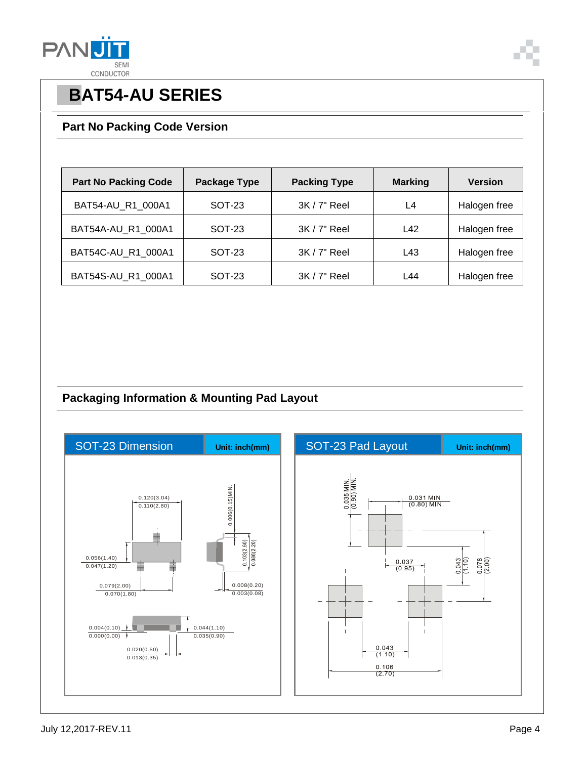# BAT54-AU SERIES

## Part No Packing Code Version

| Part No Packing Code | Package Type | Packing Type | Marking | Version |
|---|---|---|---|---|
| BAT54-AU_R1_000A1 | SOT-23 | 3K / 7" Reel | L4 | Halogen free |
| BAT54A-AU_R1_000A1 | SOT-23 | 3K / 7" Reel | L42 | Halogen free |
| BAT54C-AU_R1_000A1 | SOT-23 | 3K / 7" Reel | L43 | Halogen free |
| BAT54S-AU_R1_000A1 | SOT-23 | 3K / 7" Reel | L44 | Halogen free |

## Packaging Information & Mounting Pad Layout

**SOT-23 Dimension** — Unit: inch(mm)

0.120(3.04)
0.110(2.80)

0.006(0.15)MIN.

0.056(1.40)
0.047(1.20)

0.103(2.60)
0.086(2.20)

0.079(2.00)
0.070(1.80)

0.008(0.20)
0.003(0.08)

0.004(0.10)
0.000(0.00)

0.044(1.10)
0.035(0.90)

0.020(0.50)
0.013(0.35)

**SOT-23 Pad Layout** — Unit: inch(mm)

0.035 MIN.
(0.90) MIN.

0.031 MIN.
(0.80) MIN.

0.037
(0.95)

0.043
(1.10)

0.078
(2.00)

0.043
(1.10)

0.106
(2.70)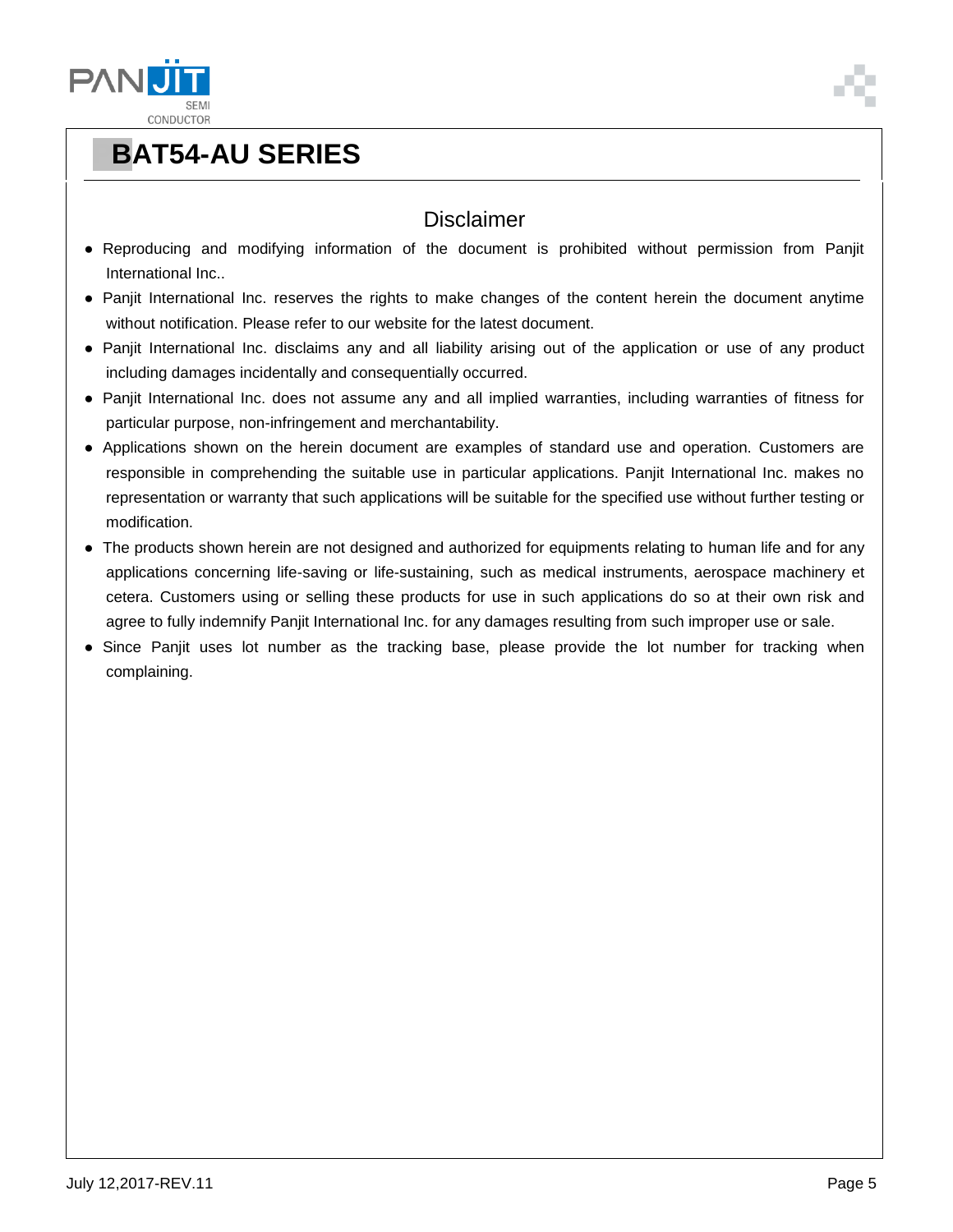# BAT54-AU SERIES

## Disclaimer

- Reproducing and modifying information of the document is prohibited without permission from Panjit International Inc..
- Panjit International Inc. reserves the rights to make changes of the content herein the document anytime without notification. Please refer to our website for the latest document.
- Panjit International Inc. disclaims any and all liability arising out of the application or use of any product including damages incidentally and consequentially occurred.
- Panjit International Inc. does not assume any and all implied warranties, including warranties of fitness for particular purpose, non-infringement and merchantability.
- Applications shown on the herein document are examples of standard use and operation. Customers are responsible in comprehending the suitable use in particular applications. Panjit International Inc. makes no representation or warranty that such applications will be suitable for the specified use without further testing or modification.
- The products shown herein are not designed and authorized for equipments relating to human life and for any applications concerning life-saving or life-sustaining, such as medical instruments, aerospace machinery et cetera. Customers using or selling these products for use in such applications do so at their own risk and agree to fully indemnify Panjit International Inc. for any damages resulting from such improper use or sale.
- Since Panjit uses lot number as the tracking base, please provide the lot number for tracking when complaining.

July 12,2017-REV.11